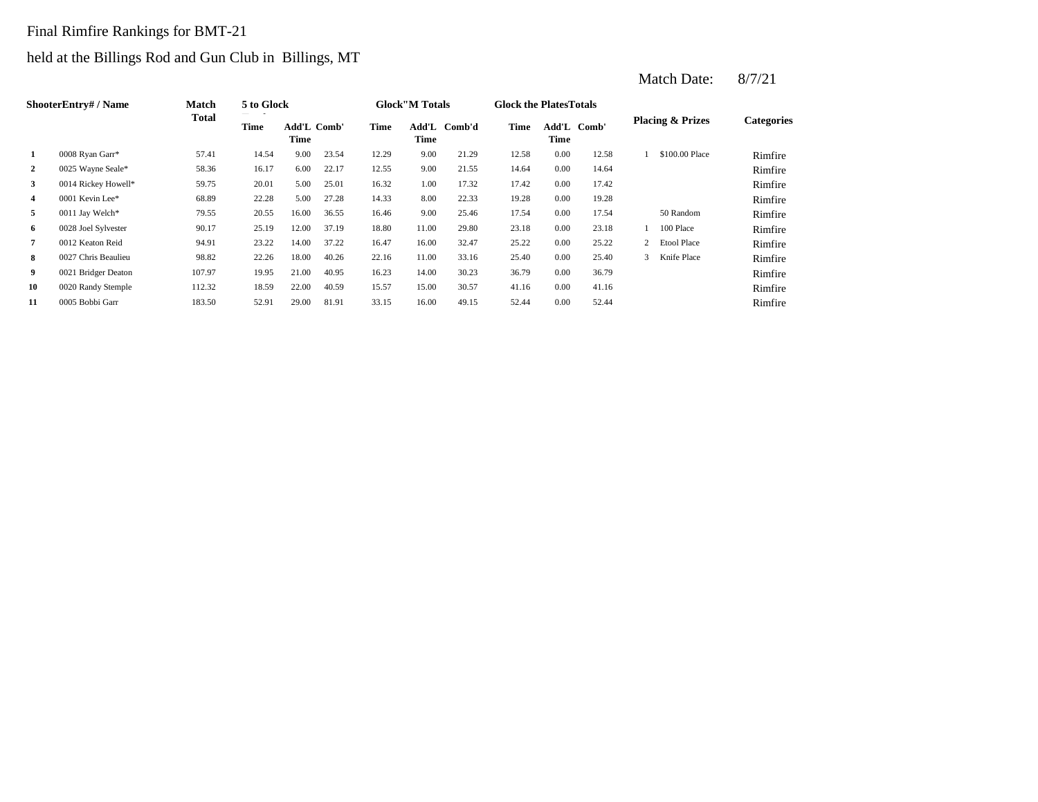Final Rimfire Rankings for BMT-21

held at the Billings Rod and Gun Club in Billings, MT

Match Date: 8/7/21

| Shooter | Entry# / Name | Match Total | 5 to Glock | | | Glock"M Totals | | | Glock the Plates Totals | | | Placing & Prizes | | Categories |
|---|---|---|---|---|---|---|---|---|---|---|---|---|---|---|
| | | | Time | Add'L Time | Comb' | Time | Add'L Time | Comb'd | Time | Add'L Time | Comb' | | | |
| 1 | 0008 Ryan Garr* | 57.41 | 14.54 | 9.00 | 23.54 | 12.29 | 9.00 | 21.29 | 12.58 | 0.00 | 12.58 | 1 | $100.00 Place | Rimfire |
| 2 | 0025 Wayne Seale* | 58.36 | 16.17 | 6.00 | 22.17 | 12.55 | 9.00 | 21.55 | 14.64 | 0.00 | 14.64 | | | Rimfire |
| 3 | 0014 Rickey Howell* | 59.75 | 20.01 | 5.00 | 25.01 | 16.32 | 1.00 | 17.32 | 17.42 | 0.00 | 17.42 | | | Rimfire |
| 4 | 0001 Kevin Lee* | 68.89 | 22.28 | 5.00 | 27.28 | 14.33 | 8.00 | 22.33 | 19.28 | 0.00 | 19.28 | | | Rimfire |
| 5 | 0011 Jay Welch* | 79.55 | 20.55 | 16.00 | 36.55 | 16.46 | 9.00 | 25.46 | 17.54 | 0.00 | 17.54 | | 50 Random | Rimfire |
| 6 | 0028 Joel Sylvester | 90.17 | 25.19 | 12.00 | 37.19 | 18.80 | 11.00 | 29.80 | 23.18 | 0.00 | 23.18 | 1 | 100 Place | Rimfire |
| 7 | 0012 Keaton Reid | 94.91 | 23.22 | 14.00 | 37.22 | 16.47 | 16.00 | 32.47 | 25.22 | 0.00 | 25.22 | 2 | Etool Place | Rimfire |
| 8 | 0027 Chris Beaulieu | 98.82 | 22.26 | 18.00 | 40.26 | 22.16 | 11.00 | 33.16 | 25.40 | 0.00 | 25.40 | 3 | Knife Place | Rimfire |
| 9 | 0021 Bridger Deaton | 107.97 | 19.95 | 21.00 | 40.95 | 16.23 | 14.00 | 30.23 | 36.79 | 0.00 | 36.79 | | | Rimfire |
| 10 | 0020 Randy Stemple | 112.32 | 18.59 | 22.00 | 40.59 | 15.57 | 15.00 | 30.57 | 41.16 | 0.00 | 41.16 | | | Rimfire |
| 11 | 0005 Bobbi Garr | 183.50 | 52.91 | 29.00 | 81.91 | 33.15 | 16.00 | 49.15 | 52.44 | 0.00 | 52.44 | | | Rimfire |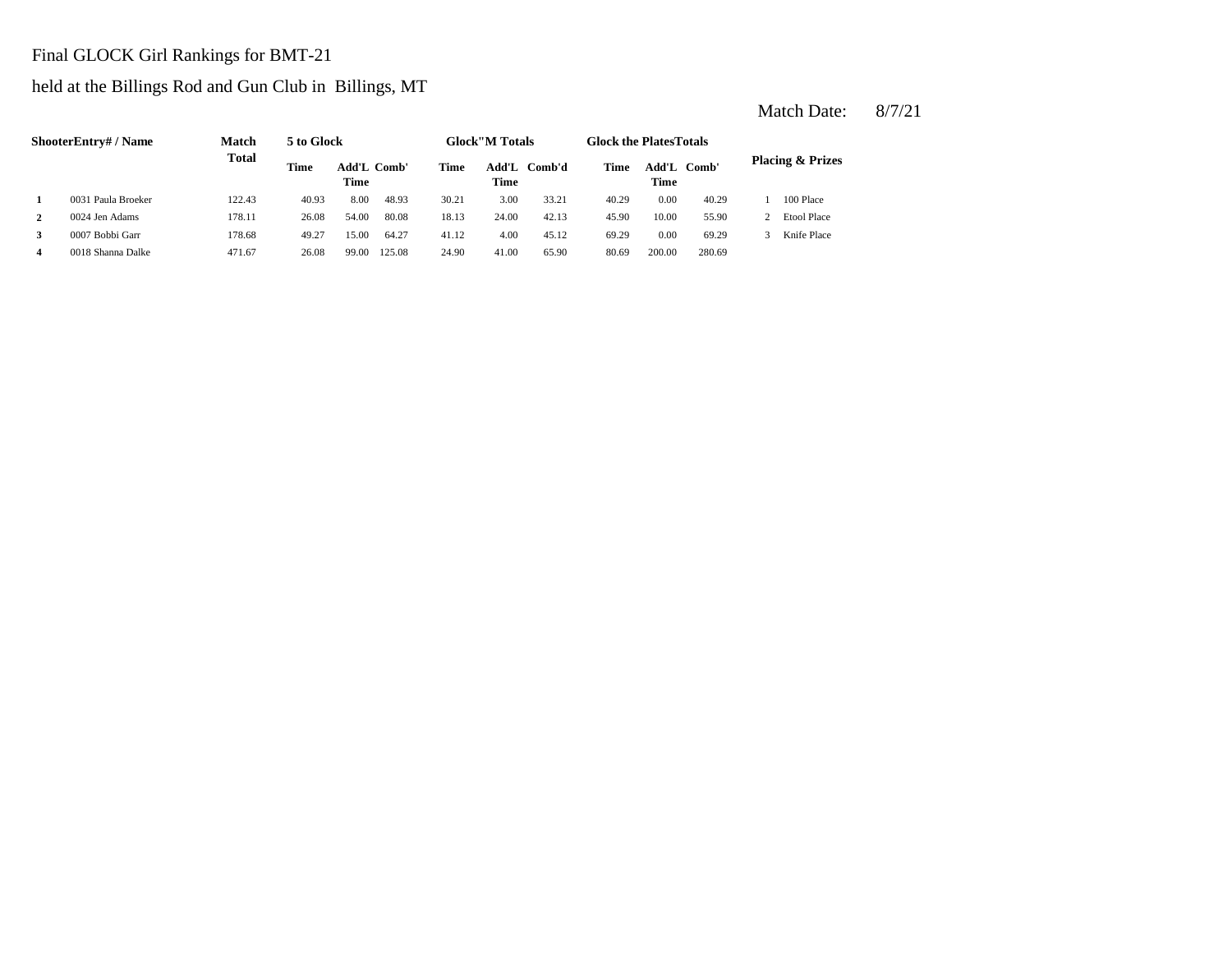Final GLOCK Girl Rankings for BMT-21

held at the Billings Rod and Gun Club in Billings, MT

Match Date: 8/7/21

| Shooter | Entry# / Name | Match Total | 5 to Glock | | | Glock"M Totals | | | Glock the Plates Totals | | | Placing & Prizes | |
|---|---|---|---|---|---|---|---|---|---|---|---|---|---|
| | | | Time | Add'L Time | Comb' | Time | Add'L Time | Comb'd | Time | Add'L Time | Comb' | | |
| **1** | 0031 Paula Broeker | 122.43 | 40.93 | 8.00 | 48.93 | 30.21 | 3.00 | 33.21 | 40.29 | 0.00 | 40.29 | 1 | 100 Place |
| **2** | 0024 Jen Adams | 178.11 | 26.08 | 54.00 | 80.08 | 18.13 | 24.00 | 42.13 | 45.90 | 10.00 | 55.90 | 2 | Etool Place |
| **3** | 0007 Bobbi Garr | 178.68 | 49.27 | 15.00 | 64.27 | 41.12 | 4.00 | 45.12 | 69.29 | 0.00 | 69.29 | 3 | Knife Place |
| **4** | 0018 Shanna Dalke | 471.67 | 26.08 | 99.00 | 125.08 | 24.90 | 41.00 | 65.90 | 80.69 | 200.00 | 280.69 | | |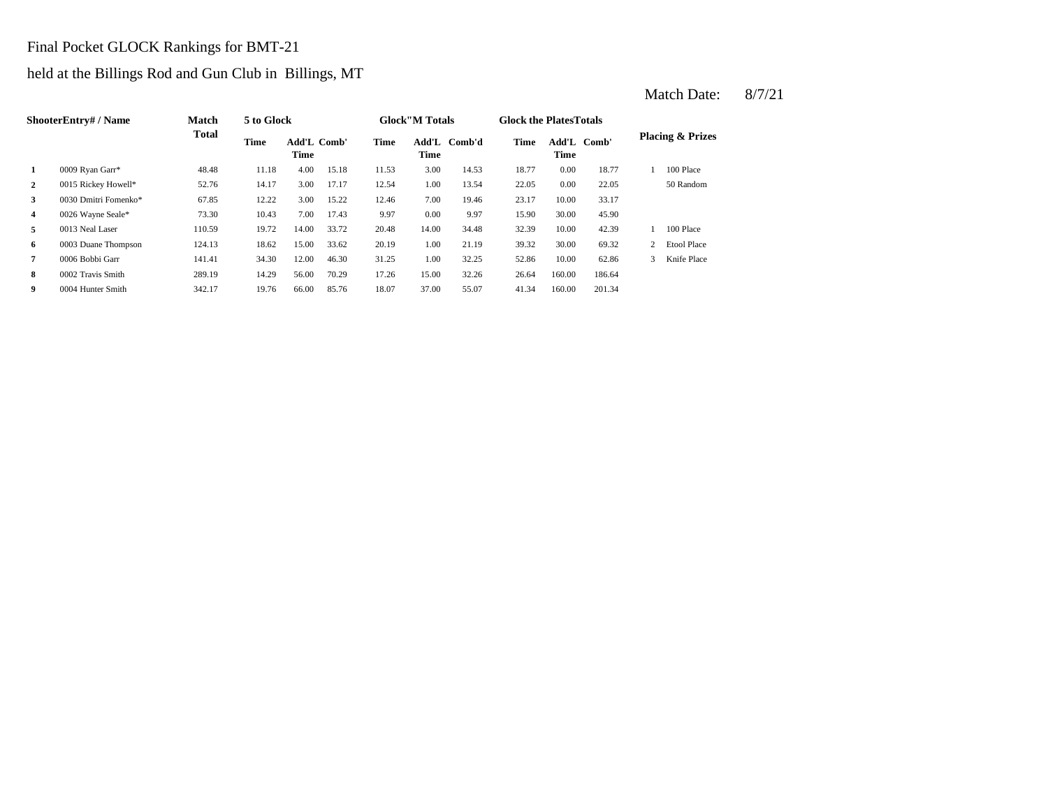Final Pocket GLOCK Rankings for BMT-21

held at the Billings Rod and Gun Club in Billings, MT

Match Date: 8/7/21

| Shooter | Entry# / Name | Match Total | 5 to Glock | | | Glock"M Totals | | | Glock the Plates Totals | | | Placing & Prizes | |
|---|---|---|---|---|---|---|---|---|---|---|---|---|---|
| | | | Time | Add'L Time | Comb' | Time | Add'L Time | Comb'd | Time | Add'L Time | Comb' | | |
| 1 | 0009 Ryan Garr* | 48.48 | 11.18 | 4.00 | 15.18 | 11.53 | 3.00 | 14.53 | 18.77 | 0.00 | 18.77 | 1 | 100 Place |
| 2 | 0015 Rickey Howell* | 52.76 | 14.17 | 3.00 | 17.17 | 12.54 | 1.00 | 13.54 | 22.05 | 0.00 | 22.05 | | 50 Random |
| 3 | 0030 Dmitri Fomenko* | 67.85 | 12.22 | 3.00 | 15.22 | 12.46 | 7.00 | 19.46 | 23.17 | 10.00 | 33.17 | | |
| 4 | 0026 Wayne Seale* | 73.30 | 10.43 | 7.00 | 17.43 | 9.97 | 0.00 | 9.97 | 15.90 | 30.00 | 45.90 | | |
| 5 | 0013 Neal Laser | 110.59 | 19.72 | 14.00 | 33.72 | 20.48 | 14.00 | 34.48 | 32.39 | 10.00 | 42.39 | 1 | 100 Place |
| 6 | 0003 Duane Thompson | 124.13 | 18.62 | 15.00 | 33.62 | 20.19 | 1.00 | 21.19 | 39.32 | 30.00 | 69.32 | 2 | Etool Place |
| 7 | 0006 Bobbi Garr | 141.41 | 34.30 | 12.00 | 46.30 | 31.25 | 1.00 | 32.25 | 52.86 | 10.00 | 62.86 | 3 | Knife Place |
| 8 | 0002 Travis Smith | 289.19 | 14.29 | 56.00 | 70.29 | 17.26 | 15.00 | 32.26 | 26.64 | 160.00 | 186.64 | | |
| 9 | 0004 Hunter Smith | 342.17 | 19.76 | 66.00 | 85.76 | 18.07 | 37.00 | 55.07 | 41.34 | 160.00 | 201.34 | | |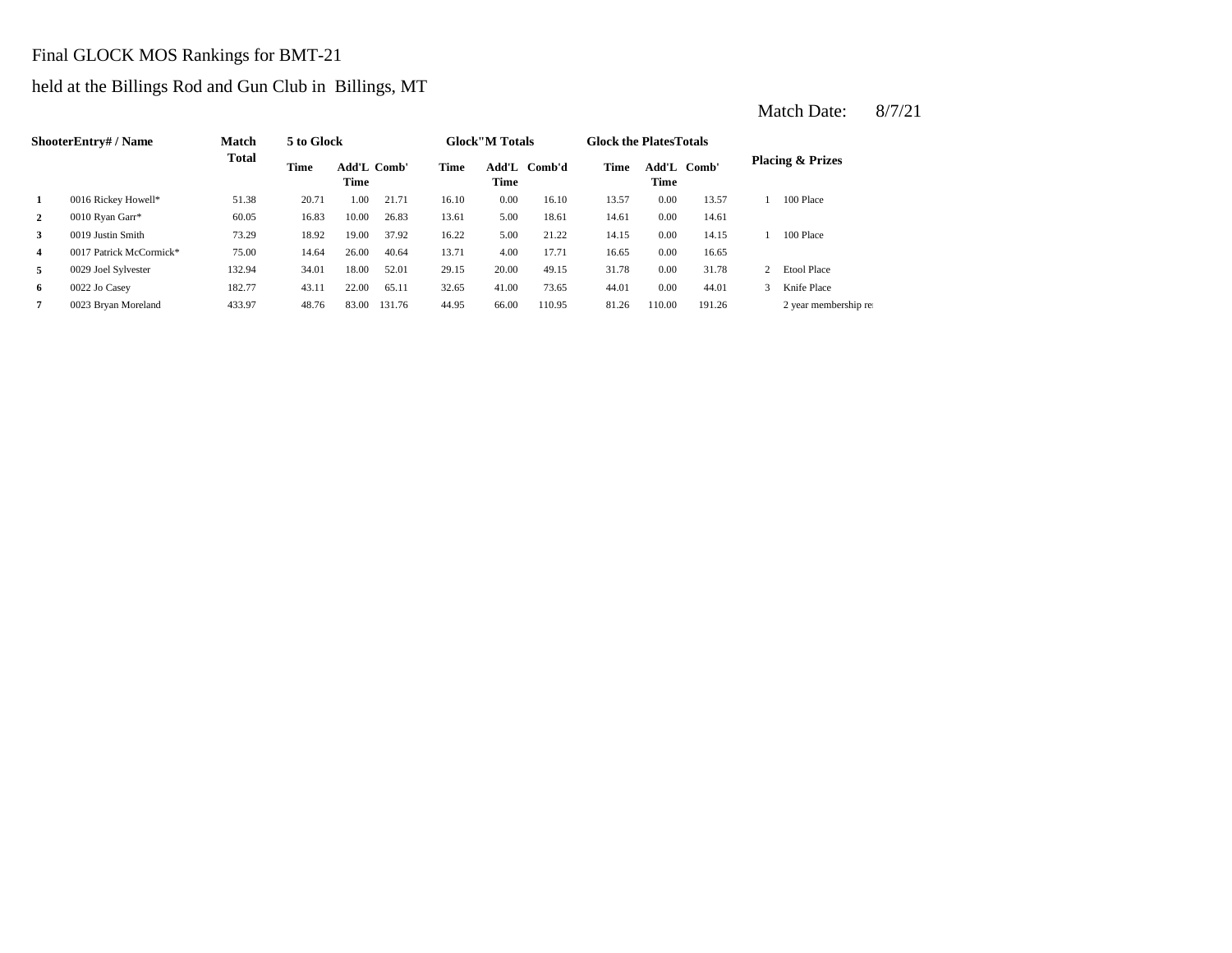Final GLOCK MOS Rankings for BMT-21

held at the Billings Rod and Gun Club in Billings, MT

Match Date: 8/7/21

| Shooter | Entry# / Name | Match Total | 5 to Glock | | | Glock"M Totals | | | Glock the Plates Totals | | | Placing & Prizes | |
|---|---|---|---|---|---|---|---|---|---|---|---|---|---|
| | | | Time | Add'L Time | Comb' | Time | Add'L Time | Comb'd | Time | Add'L Time | Comb' | | |
| 1 | 0016 Rickey Howell* | 51.38 | 20.71 | 1.00 | 21.71 | 16.10 | 0.00 | 16.10 | 13.57 | 0.00 | 13.57 | 1 | 100 Place |
| 2 | 0010 Ryan Garr* | 60.05 | 16.83 | 10.00 | 26.83 | 13.61 | 5.00 | 18.61 | 14.61 | 0.00 | 14.61 | | |
| 3 | 0019 Justin Smith | 73.29 | 18.92 | 19.00 | 37.92 | 16.22 | 5.00 | 21.22 | 14.15 | 0.00 | 14.15 | 1 | 100 Place |
| 4 | 0017 Patrick McCormick* | 75.00 | 14.64 | 26.00 | 40.64 | 13.71 | 4.00 | 17.71 | 16.65 | 0.00 | 16.65 | | |
| 5 | 0029 Joel Sylvester | 132.94 | 34.01 | 18.00 | 52.01 | 29.15 | 20.00 | 49.15 | 31.78 | 0.00 | 31.78 | 2 | Etool Place |
| 6 | 0022 Jo Casey | 182.77 | 43.11 | 22.00 | 65.11 | 32.65 | 41.00 | 73.65 | 44.01 | 0.00 | 44.01 | 3 | Knife Place |
| 7 | 0023 Bryan Moreland | 433.97 | 48.76 | 83.00 | 131.76 | 44.95 | 66.00 | 110.95 | 81.26 | 110.00 | 191.26 | | 2 year membership re |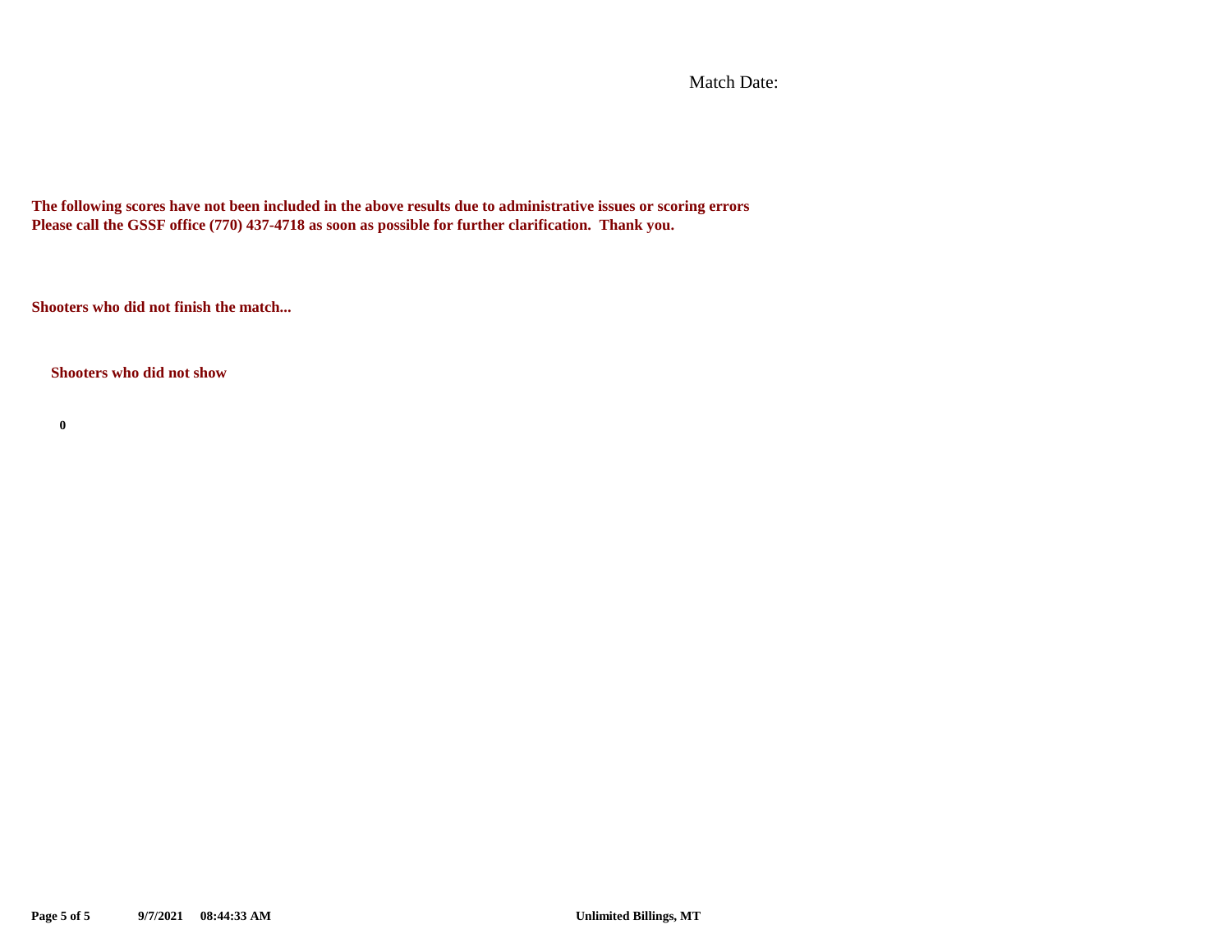Match Date:

**The following scores have not been included in the above results due to administrative issues or scoring errors**
**Please call the GSSF office (770) 437-4718 as soon as possible for further clarification. Thank you.**

**Shooters who did not finish the match...**

**Shooters who did not show**

**0**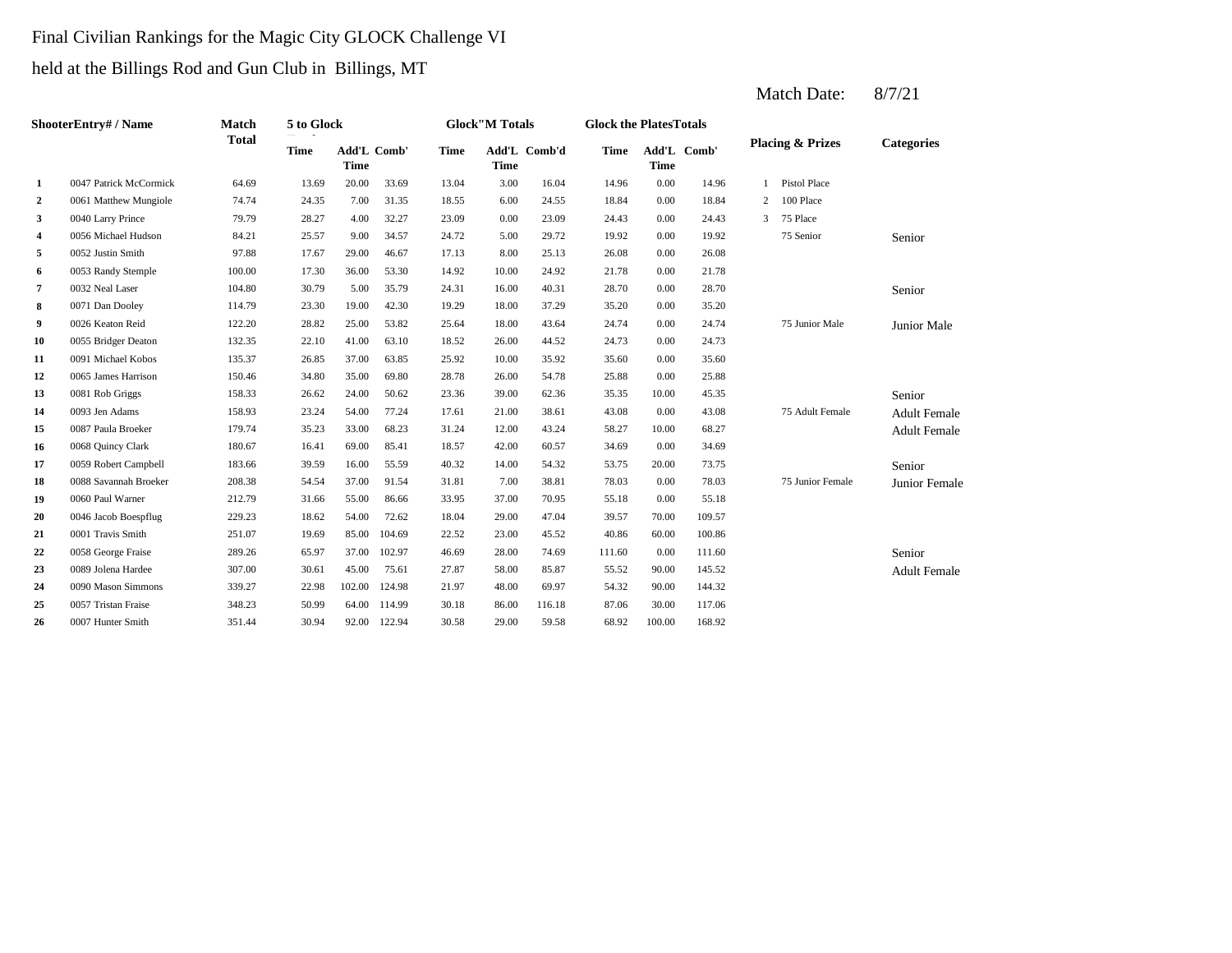Final Civilian Rankings for the Magic City GLOCK Challenge VI

held at the Billings Rod and Gun Club in Billings, MT

Match Date: 8/7/21

| Shooter | Entry# / Name | Match Total | 5 to Glock | | | Glock"M Totals | | | Glock the Plates Totals | | | Placing & Prizes | | Categories |
|---|---|---|---|---|---|---|---|---|---|---|---|---|---|---|
| | | | Time | Add'L Time | Comb' | Time | Add'L Time | Comb'd | Time | Add'L Time | Comb' | | | |
| 1 | 0047 Patrick McCormick | 64.69 | 13.69 | 20.00 | 33.69 | 13.04 | 3.00 | 16.04 | 14.96 | 0.00 | 14.96 | 1 | Pistol Place | |
| 2 | 0061 Matthew Mungiole | 74.74 | 24.35 | 7.00 | 31.35 | 18.55 | 6.00 | 24.55 | 18.84 | 0.00 | 18.84 | 2 | 100 Place | |
| 3 | 0040 Larry Prince | 79.79 | 28.27 | 4.00 | 32.27 | 23.09 | 0.00 | 23.09 | 24.43 | 0.00 | 24.43 | 3 | 75 Place | |
| 4 | 0056 Michael Hudson | 84.21 | 25.57 | 9.00 | 34.57 | 24.72 | 5.00 | 29.72 | 19.92 | 0.00 | 19.92 | | 75 Senior | Senior |
| 5 | 0052 Justin Smith | 97.88 | 17.67 | 29.00 | 46.67 | 17.13 | 8.00 | 25.13 | 26.08 | 0.00 | 26.08 | | | |
| 6 | 0053 Randy Stemple | 100.00 | 17.30 | 36.00 | 53.30 | 14.92 | 10.00 | 24.92 | 21.78 | 0.00 | 21.78 | | | |
| 7 | 0032 Neal Laser | 104.80 | 30.79 | 5.00 | 35.79 | 24.31 | 16.00 | 40.31 | 28.70 | 0.00 | 28.70 | | | Senior |
| 8 | 0071 Dan Dooley | 114.79 | 23.30 | 19.00 | 42.30 | 19.29 | 18.00 | 37.29 | 35.20 | 0.00 | 35.20 | | | |
| 9 | 0026 Keaton Reid | 122.20 | 28.82 | 25.00 | 53.82 | 25.64 | 18.00 | 43.64 | 24.74 | 0.00 | 24.74 | | 75 Junior Male | Junior Male |
| 10 | 0055 Bridger Deaton | 132.35 | 22.10 | 41.00 | 63.10 | 18.52 | 26.00 | 44.52 | 24.73 | 0.00 | 24.73 | | | |
| 11 | 0091 Michael Kobos | 135.37 | 26.85 | 37.00 | 63.85 | 25.92 | 10.00 | 35.92 | 35.60 | 0.00 | 35.60 | | | |
| 12 | 0065 James Harrison | 150.46 | 34.80 | 35.00 | 69.80 | 28.78 | 26.00 | 54.78 | 25.88 | 0.00 | 25.88 | | | |
| 13 | 0081 Rob Griggs | 158.33 | 26.62 | 24.00 | 50.62 | 23.36 | 39.00 | 62.36 | 35.35 | 10.00 | 45.35 | | | Senior |
| 14 | 0093 Jen Adams | 158.93 | 23.24 | 54.00 | 77.24 | 17.61 | 21.00 | 38.61 | 43.08 | 0.00 | 43.08 | | 75 Adult Female | Adult Female |
| 15 | 0087 Paula Broeker | 179.74 | 35.23 | 33.00 | 68.23 | 31.24 | 12.00 | 43.24 | 58.27 | 10.00 | 68.27 | | | Adult Female |
| 16 | 0068 Quincy Clark | 180.67 | 16.41 | 69.00 | 85.41 | 18.57 | 42.00 | 60.57 | 34.69 | 0.00 | 34.69 | | | |
| 17 | 0059 Robert Campbell | 183.66 | 39.59 | 16.00 | 55.59 | 40.32 | 14.00 | 54.32 | 53.75 | 20.00 | 73.75 | | | Senior |
| 18 | 0088 Savannah Broeker | 208.38 | 54.54 | 37.00 | 91.54 | 31.81 | 7.00 | 38.81 | 78.03 | 0.00 | 78.03 | | 75 Junior Female | Junior Female |
| 19 | 0060 Paul Warner | 212.79 | 31.66 | 55.00 | 86.66 | 33.95 | 37.00 | 70.95 | 55.18 | 0.00 | 55.18 | | | |
| 20 | 0046 Jacob Boespflug | 229.23 | 18.62 | 54.00 | 72.62 | 18.04 | 29.00 | 47.04 | 39.57 | 70.00 | 109.57 | | | |
| 21 | 0001 Travis Smith | 251.07 | 19.69 | 85.00 | 104.69 | 22.52 | 23.00 | 45.52 | 40.86 | 60.00 | 100.86 | | | |
| 22 | 0058 George Fraise | 289.26 | 65.97 | 37.00 | 102.97 | 46.69 | 28.00 | 74.69 | 111.60 | 0.00 | 111.60 | | | Senior |
| 23 | 0089 Jolena Hardee | 307.00 | 30.61 | 45.00 | 75.61 | 27.87 | 58.00 | 85.87 | 55.52 | 90.00 | 145.52 | | | Adult Female |
| 24 | 0090 Mason Simmons | 339.27 | 22.98 | 102.00 | 124.98 | 21.97 | 48.00 | 69.97 | 54.32 | 90.00 | 144.32 | | | |
| 25 | 0057 Tristan Fraise | 348.23 | 50.99 | 64.00 | 114.99 | 30.18 | 86.00 | 116.18 | 87.06 | 30.00 | 117.06 | | | |
| 26 | 0007 Hunter Smith | 351.44 | 30.94 | 92.00 | 122.94 | 30.58 | 29.00 | 59.58 | 68.92 | 100.00 | 168.92 | | | |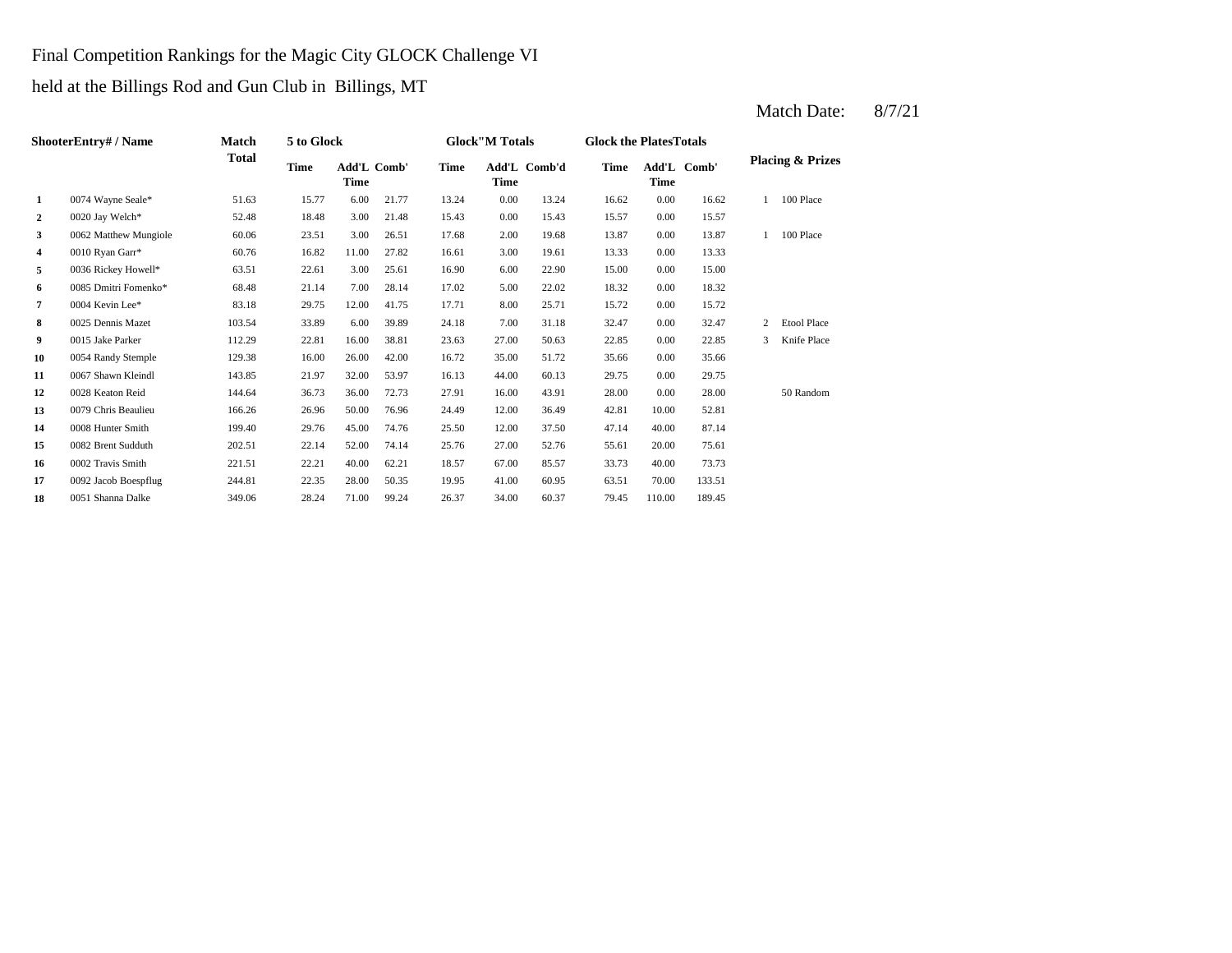Final Competition Rankings for the Magic City GLOCK Challenge VI

held at the Billings Rod and Gun Club in Billings, MT

Match Date: 8/7/21

| ShooterEntry# / Name | | Match Total | 5 to Glock | | | Glock"M Totals | | | Glock the PlatesTotals | | | Placing & Prizes | |
|---|---|---|---|---|---|---|---|---|---|---|---|---|---|
| | | | Time | Add'L Time | Comb' | Time | Add'L Time | Comb'd | Time | Add'L Time | Comb' | | |
| 1 | 0074 Wayne Seale* | 51.63 | 15.77 | 6.00 | 21.77 | 13.24 | 0.00 | 13.24 | 16.62 | 0.00 | 16.62 | 1 | 100 Place |
| 2 | 0020 Jay Welch* | 52.48 | 18.48 | 3.00 | 21.48 | 15.43 | 0.00 | 15.43 | 15.57 | 0.00 | 15.57 | | |
| 3 | 0062 Matthew Mungiole | 60.06 | 23.51 | 3.00 | 26.51 | 17.68 | 2.00 | 19.68 | 13.87 | 0.00 | 13.87 | 1 | 100 Place |
| 4 | 0010 Ryan Garr* | 60.76 | 16.82 | 11.00 | 27.82 | 16.61 | 3.00 | 19.61 | 13.33 | 0.00 | 13.33 | | |
| 5 | 0036 Rickey Howell* | 63.51 | 22.61 | 3.00 | 25.61 | 16.90 | 6.00 | 22.90 | 15.00 | 0.00 | 15.00 | | |
| 6 | 0085 Dmitri Fomenko* | 68.48 | 21.14 | 7.00 | 28.14 | 17.02 | 5.00 | 22.02 | 18.32 | 0.00 | 18.32 | | |
| 7 | 0004 Kevin Lee* | 83.18 | 29.75 | 12.00 | 41.75 | 17.71 | 8.00 | 25.71 | 15.72 | 0.00 | 15.72 | | |
| 8 | 0025 Dennis Mazet | 103.54 | 33.89 | 6.00 | 39.89 | 24.18 | 7.00 | 31.18 | 32.47 | 0.00 | 32.47 | 2 | Etool Place |
| 9 | 0015 Jake Parker | 112.29 | 22.81 | 16.00 | 38.81 | 23.63 | 27.00 | 50.63 | 22.85 | 0.00 | 22.85 | 3 | Knife Place |
| 10 | 0054 Randy Stemple | 129.38 | 16.00 | 26.00 | 42.00 | 16.72 | 35.00 | 51.72 | 35.66 | 0.00 | 35.66 | | |
| 11 | 0067 Shawn Kleindl | 143.85 | 21.97 | 32.00 | 53.97 | 16.13 | 44.00 | 60.13 | 29.75 | 0.00 | 29.75 | | |
| 12 | 0028 Keaton Reid | 144.64 | 36.73 | 36.00 | 72.73 | 27.91 | 16.00 | 43.91 | 28.00 | 0.00 | 28.00 | | 50 Random |
| 13 | 0079 Chris Beaulieu | 166.26 | 26.96 | 50.00 | 76.96 | 24.49 | 12.00 | 36.49 | 42.81 | 10.00 | 52.81 | | |
| 14 | 0008 Hunter Smith | 199.40 | 29.76 | 45.00 | 74.76 | 25.50 | 12.00 | 37.50 | 47.14 | 40.00 | 87.14 | | |
| 15 | 0082 Brent Sudduth | 202.51 | 22.14 | 52.00 | 74.14 | 25.76 | 27.00 | 52.76 | 55.61 | 20.00 | 75.61 | | |
| 16 | 0002 Travis Smith | 221.51 | 22.21 | 40.00 | 62.21 | 18.57 | 67.00 | 85.57 | 33.73 | 40.00 | 73.73 | | |
| 17 | 0092 Jacob Boespflug | 244.81 | 22.35 | 28.00 | 50.35 | 19.95 | 41.00 | 60.95 | 63.51 | 70.00 | 133.51 | | |
| 18 | 0051 Shanna Dalke | 349.06 | 28.24 | 71.00 | 99.24 | 26.37 | 34.00 | 60.37 | 79.45 | 110.00 | 189.45 | | |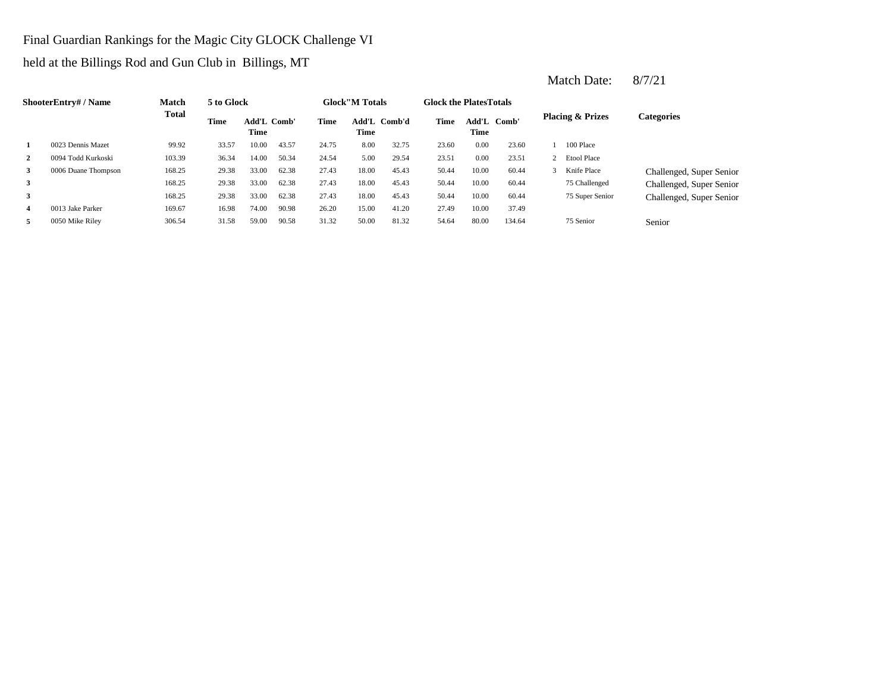Final Guardian Rankings for the Magic City GLOCK Challenge VI

held at the Billings Rod and Gun Club in Billings, MT

Match Date: 8/7/21

| Shooter | Entry# / Name | Match Total | 5 to Glock | | | Glock"M Totals | | | Glock the Plates Totals | | | Placing & Prizes | | Categories |
|---|---|---|---|---|---|---|---|---|---|---|---|---|---|---|
| | | | Time | Add'L Time | Comb' | Time | Add'L Time | Comb'd | Time | Add'L Time | Comb' | | | |
| 1 | 0023 Dennis Mazet | 99.92 | 33.57 | 10.00 | 43.57 | 24.75 | 8.00 | 32.75 | 23.60 | 0.00 | 23.60 | 1 | 100 Place | |
| 2 | 0094 Todd Kurkoski | 103.39 | 36.34 | 14.00 | 50.34 | 24.54 | 5.00 | 29.54 | 23.51 | 0.00 | 23.51 | 2 | Etool Place | |
| 3 | 0006 Duane Thompson | 168.25 | 29.38 | 33.00 | 62.38 | 27.43 | 18.00 | 45.43 | 50.44 | 10.00 | 60.44 | 3 | Knife Place | Challenged, Super Senior |
| 3 | | 168.25 | 29.38 | 33.00 | 62.38 | 27.43 | 18.00 | 45.43 | 50.44 | 10.00 | 60.44 | | 75 Challenged | Challenged, Super Senior |
| 3 | | 168.25 | 29.38 | 33.00 | 62.38 | 27.43 | 18.00 | 45.43 | 50.44 | 10.00 | 60.44 | | 75 Super Senior | Challenged, Super Senior |
| 4 | 0013 Jake Parker | 169.67 | 16.98 | 74.00 | 90.98 | 26.20 | 15.00 | 41.20 | 27.49 | 10.00 | 37.49 | | | |
| 5 | 0050 Mike Riley | 306.54 | 31.58 | 59.00 | 90.58 | 31.32 | 50.00 | 81.32 | 54.64 | 80.00 | 134.64 | | 75 Senior | Senior |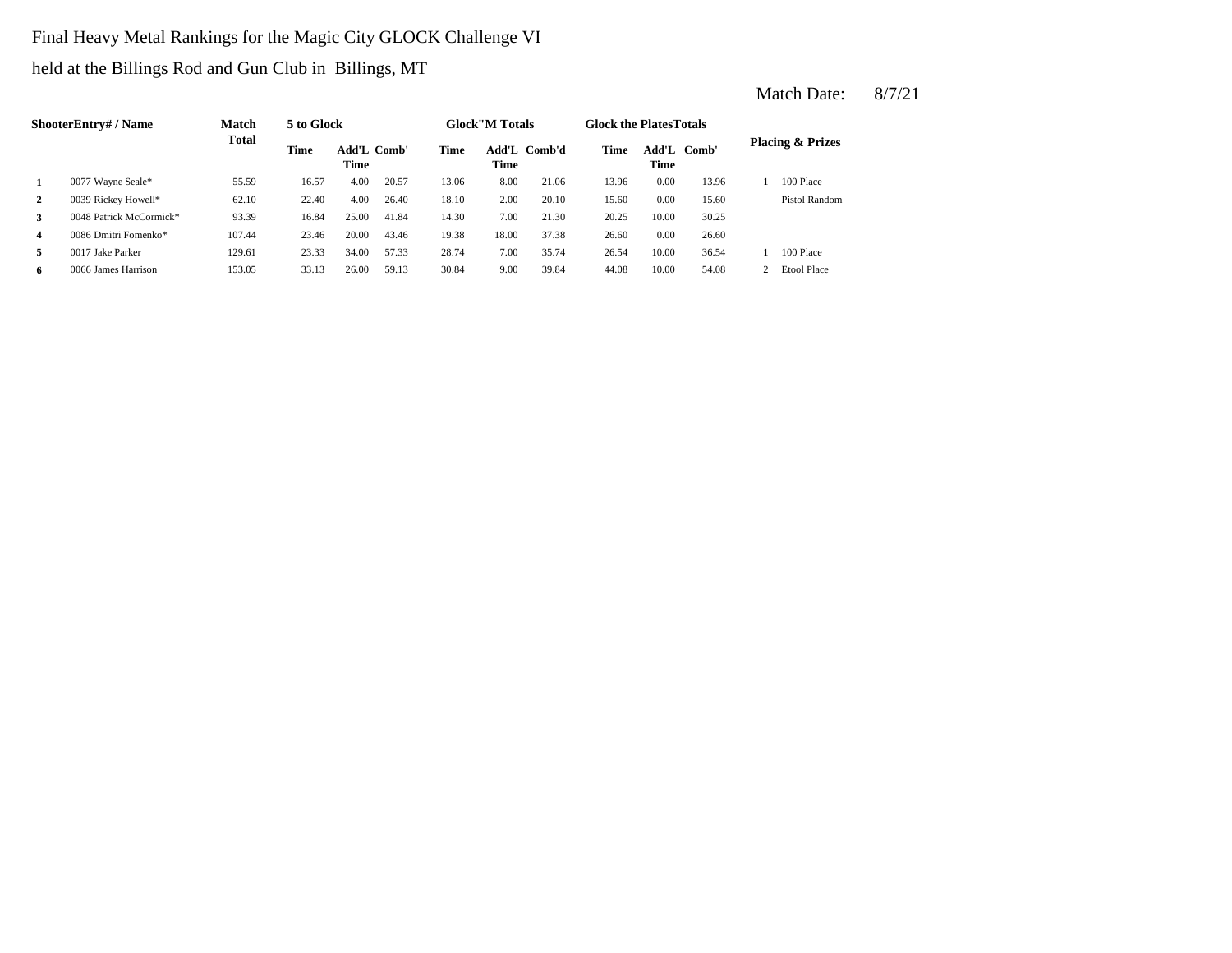Final Heavy Metal Rankings for the Magic City GLOCK Challenge VI

held at the Billings Rod and Gun Club in Billings, MT

Match Date: 8/7/21

| Shooter | Entry# / Name | Match Total | 5 to Glock | | | Glock"M Totals | | | Glock the Plates Totals | | | Placing & Prizes | |
|---|---|---|---|---|---|---|---|---|---|---|---|---|---|
| | | | Time | Add'L Time | Comb' | Time | Add'L Time | Comb'd | Time | Add'L Time | Comb' | | |
| 1 | 0077 Wayne Seale* | 55.59 | 16.57 | 4.00 | 20.57 | 13.06 | 8.00 | 21.06 | 13.96 | 0.00 | 13.96 | 1 | 100 Place |
| 2 | 0039 Rickey Howell* | 62.10 | 22.40 | 4.00 | 26.40 | 18.10 | 2.00 | 20.10 | 15.60 | 0.00 | 15.60 | | Pistol Random |
| 3 | 0048 Patrick McCormick* | 93.39 | 16.84 | 25.00 | 41.84 | 14.30 | 7.00 | 21.30 | 20.25 | 10.00 | 30.25 | | |
| 4 | 0086 Dmitri Fomenko* | 107.44 | 23.46 | 20.00 | 43.46 | 19.38 | 18.00 | 37.38 | 26.60 | 0.00 | 26.60 | | |
| 5 | 0017 Jake Parker | 129.61 | 23.33 | 34.00 | 57.33 | 28.74 | 7.00 | 35.74 | 26.54 | 10.00 | 36.54 | 1 | 100 Place |
| 6 | 0066 James Harrison | 153.05 | 33.13 | 26.00 | 59.13 | 30.84 | 9.00 | 39.84 | 44.08 | 10.00 | 54.08 | 2 | Etool Place |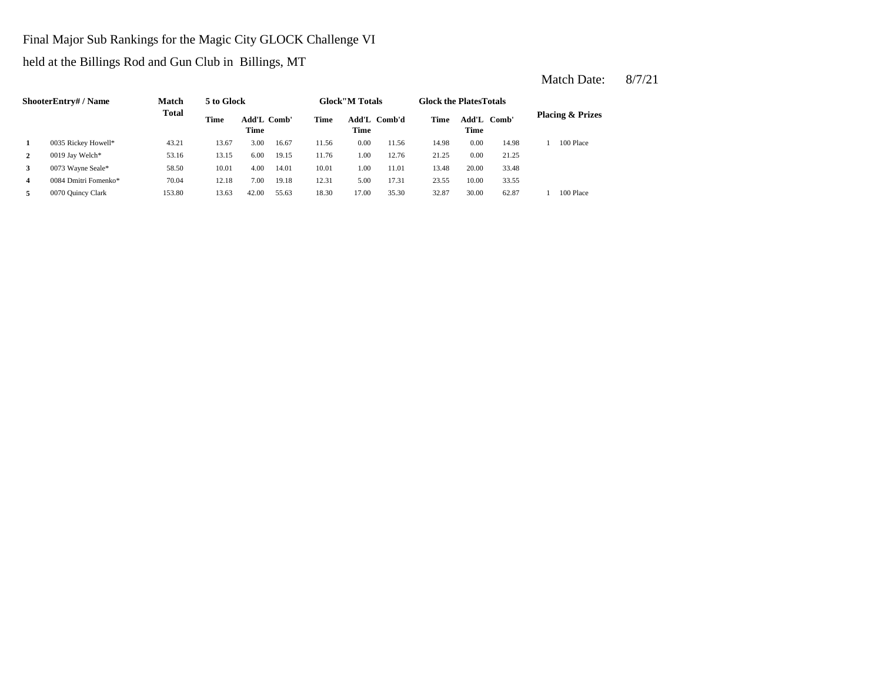Final Major Sub Rankings for the Magic City GLOCK Challenge VI

held at the Billings Rod and Gun Club in Billings, MT

Match Date: 8/7/21

| Shooter | Entry# / Name | Match Total | 5 to Glock | | | Glock"M Totals | | | Glock the Plates Totals | | | Placing & Prizes |
|---|---|---|---|---|---|---|---|---|---|---|---|---|
| | | | Time | Add'L Time | Comb' | Time | Add'L Time | Comb'd | Time | Add'L Time | Comb' | |
| 1 | 0035 Rickey Howell* | 43.21 | 13.67 | 3.00 | 16.67 | 11.56 | 0.00 | 11.56 | 14.98 | 0.00 | 14.98 | 1 100 Place |
| 2 | 0019 Jay Welch* | 53.16 | 13.15 | 6.00 | 19.15 | 11.76 | 1.00 | 12.76 | 21.25 | 0.00 | 21.25 | |
| 3 | 0073 Wayne Seale* | 58.50 | 10.01 | 4.00 | 14.01 | 10.01 | 1.00 | 11.01 | 13.48 | 20.00 | 33.48 | |
| 4 | 0084 Dmitri Fomenko* | 70.04 | 12.18 | 7.00 | 19.18 | 12.31 | 5.00 | 17.31 | 23.55 | 10.00 | 33.55 | |
| 5 | 0070 Quincy Clark | 153.80 | 13.63 | 42.00 | 55.63 | 18.30 | 17.00 | 35.30 | 32.87 | 30.00 | 62.87 | 1 100 Place |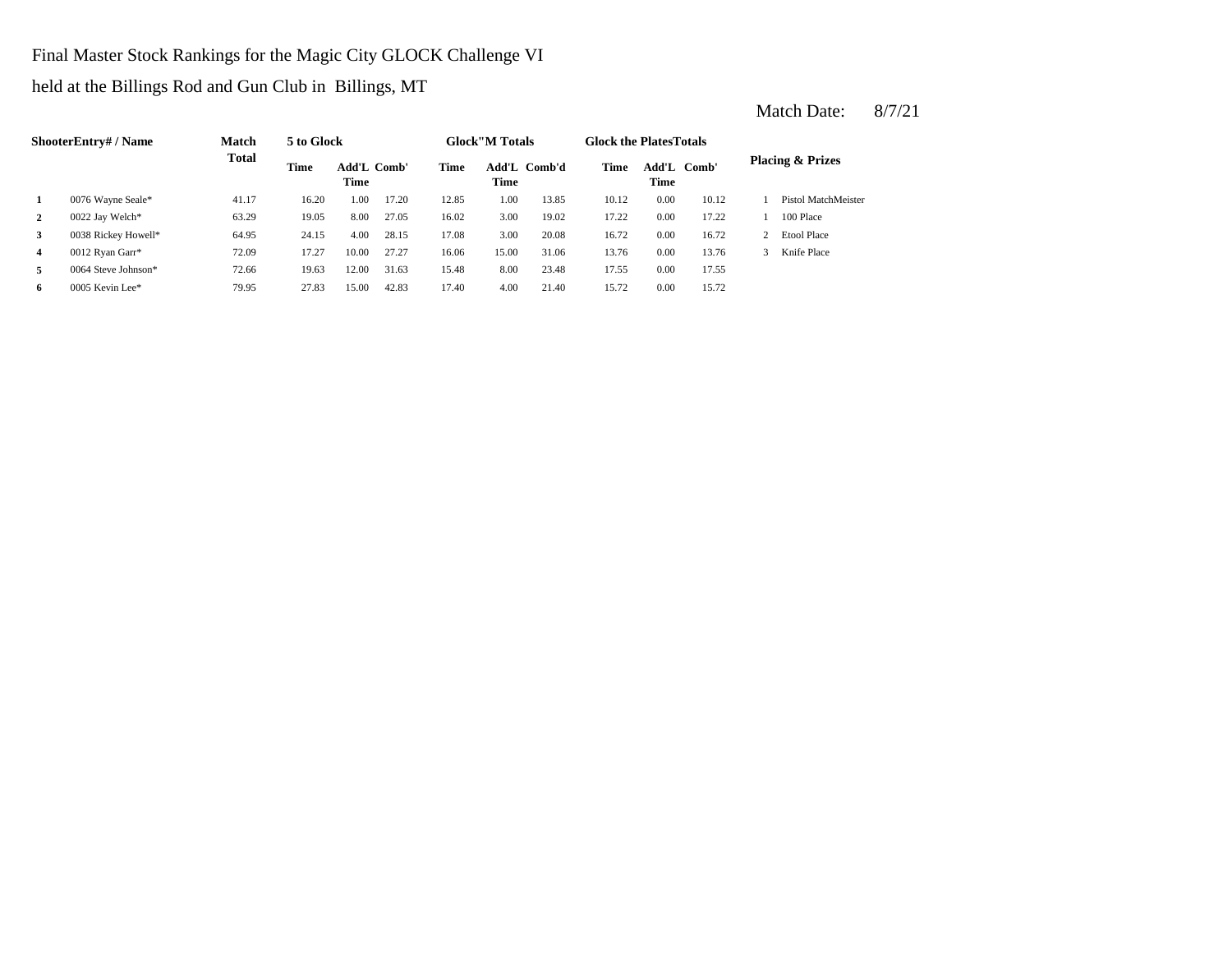Final Master Stock Rankings for the Magic City GLOCK Challenge VI

held at the Billings Rod and Gun Club in Billings, MT

Match Date: 8/7/21

| Shooter | Entry# / Name | Match Total | 5 to Glock | | | Glock"M Totals | | | Glock the Plates Totals | | | Placing & Prizes | |
|---|---|---|---|---|---|---|---|---|---|---|---|---|---|
| | | | Time | Add'L Time | Comb' | Time | Add'L Time | Comb'd | Time | Add'L Time | Comb' | | |
| 1 | 0076 Wayne Seale* | 41.17 | 16.20 | 1.00 | 17.20 | 12.85 | 1.00 | 13.85 | 10.12 | 0.00 | 10.12 | 1 | Pistol MatchMeister |
| 2 | 0022 Jay Welch* | 63.29 | 19.05 | 8.00 | 27.05 | 16.02 | 3.00 | 19.02 | 17.22 | 0.00 | 17.22 | 1 | 100 Place |
| 3 | 0038 Rickey Howell* | 64.95 | 24.15 | 4.00 | 28.15 | 17.08 | 3.00 | 20.08 | 16.72 | 0.00 | 16.72 | 2 | Etool Place |
| 4 | 0012 Ryan Garr* | 72.09 | 17.27 | 10.00 | 27.27 | 16.06 | 15.00 | 31.06 | 13.76 | 0.00 | 13.76 | 3 | Knife Place |
| 5 | 0064 Steve Johnson* | 72.66 | 19.63 | 12.00 | 31.63 | 15.48 | 8.00 | 23.48 | 17.55 | 0.00 | 17.55 | | |
| 6 | 0005 Kevin Lee* | 79.95 | 27.83 | 15.00 | 42.83 | 17.40 | 4.00 | 21.40 | 15.72 | 0.00 | 15.72 | | |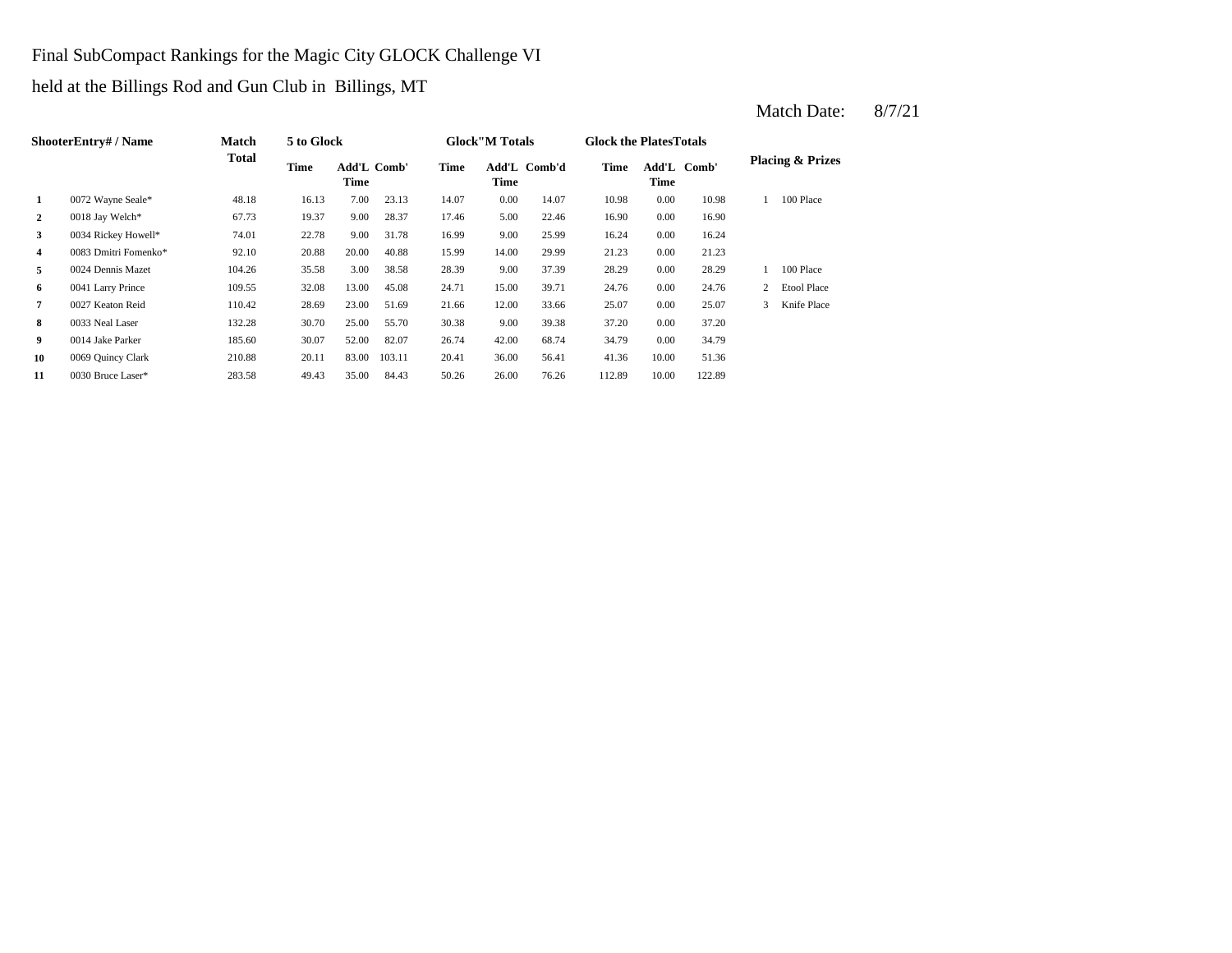Final SubCompact Rankings for the Magic City GLOCK Challenge VI

held at the Billings Rod and Gun Club in Billings, MT

Match Date: 8/7/21

| | ShooterEntry# / Name | Match Total | 5 to Glock | | | Glock"M Totals | | | Glock the PlatesTotals | | | Placing & Prizes | |
|---|---|---|---|---|---|---|---|---|---|---|---|---|---|
| | | | Time | Add'L Time | Comb' | Time | Add'L Time | Comb'd | Time | Add'L Time | Comb' | | |
| 1 | 0072 Wayne Seale* | 48.18 | 16.13 | 7.00 | 23.13 | 14.07 | 0.00 | 14.07 | 10.98 | 0.00 | 10.98 | 1 | 100 Place |
| 2 | 0018 Jay Welch* | 67.73 | 19.37 | 9.00 | 28.37 | 17.46 | 5.00 | 22.46 | 16.90 | 0.00 | 16.90 | | |
| 3 | 0034 Rickey Howell* | 74.01 | 22.78 | 9.00 | 31.78 | 16.99 | 9.00 | 25.99 | 16.24 | 0.00 | 16.24 | | |
| 4 | 0083 Dmitri Fomenko* | 92.10 | 20.88 | 20.00 | 40.88 | 15.99 | 14.00 | 29.99 | 21.23 | 0.00 | 21.23 | | |
| 5 | 0024 Dennis Mazet | 104.26 | 35.58 | 3.00 | 38.58 | 28.39 | 9.00 | 37.39 | 28.29 | 0.00 | 28.29 | 1 | 100 Place |
| 6 | 0041 Larry Prince | 109.55 | 32.08 | 13.00 | 45.08 | 24.71 | 15.00 | 39.71 | 24.76 | 0.00 | 24.76 | 2 | Etool Place |
| 7 | 0027 Keaton Reid | 110.42 | 28.69 | 23.00 | 51.69 | 21.66 | 12.00 | 33.66 | 25.07 | 0.00 | 25.07 | 3 | Knife Place |
| 8 | 0033 Neal Laser | 132.28 | 30.70 | 25.00 | 55.70 | 30.38 | 9.00 | 39.38 | 37.20 | 0.00 | 37.20 | | |
| 9 | 0014 Jake Parker | 185.60 | 30.07 | 52.00 | 82.07 | 26.74 | 42.00 | 68.74 | 34.79 | 0.00 | 34.79 | | |
| 10 | 0069 Quincy Clark | 210.88 | 20.11 | 83.00 | 103.11 | 20.41 | 36.00 | 56.41 | 41.36 | 10.00 | 51.36 | | |
| 11 | 0030 Bruce Laser* | 283.58 | 49.43 | 35.00 | 84.43 | 50.26 | 26.00 | 76.26 | 112.89 | 10.00 | 122.89 | | |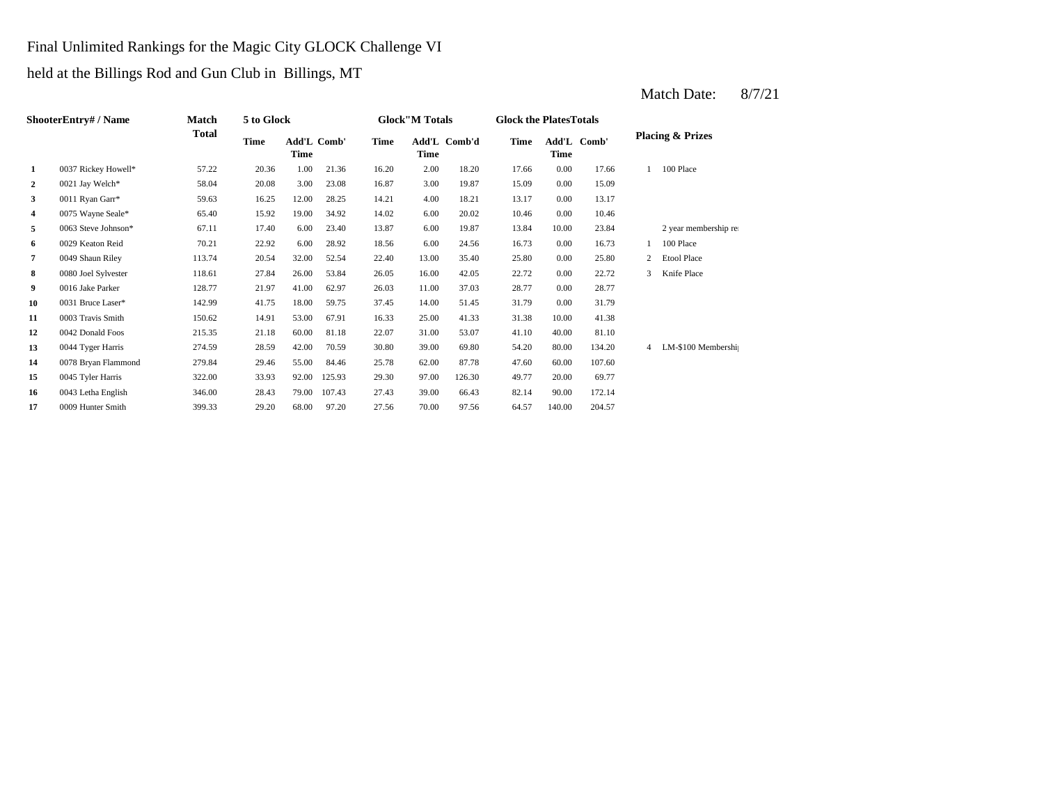Final Unlimited Rankings for the Magic City GLOCK Challenge VI

held at the Billings Rod and Gun Club in Billings, MT

Match Date: 8/7/21

| ShooterEntry# / Name | | Match Total | 5 to Glock | | | Glock"M Totals | | | Glock the PlatesTotals | | | Placing & Prizes | |
|---|---|---|---|---|---|---|---|---|---|---|---|---|---|
| | | | Time | Add'L Time | Comb' | Time | Add'L Time | Comb'd | Time | Add'L Time | Comb' | | |
| 1 | 0037 Rickey Howell* | 57.22 | 20.36 | 1.00 | 21.36 | 16.20 | 2.00 | 18.20 | 17.66 | 0.00 | 17.66 | 1 | 100 Place |
| 2 | 0021 Jay Welch* | 58.04 | 20.08 | 3.00 | 23.08 | 16.87 | 3.00 | 19.87 | 15.09 | 0.00 | 15.09 | | |
| 3 | 0011 Ryan Garr* | 59.63 | 16.25 | 12.00 | 28.25 | 14.21 | 4.00 | 18.21 | 13.17 | 0.00 | 13.17 | | |
| 4 | 0075 Wayne Seale* | 65.40 | 15.92 | 19.00 | 34.92 | 14.02 | 6.00 | 20.02 | 10.46 | 0.00 | 10.46 | | |
| 5 | 0063 Steve Johnson* | 67.11 | 17.40 | 6.00 | 23.40 | 13.87 | 6.00 | 19.87 | 13.84 | 10.00 | 23.84 | | 2 year membership re |
| 6 | 0029 Keaton Reid | 70.21 | 22.92 | 6.00 | 28.92 | 18.56 | 6.00 | 24.56 | 16.73 | 0.00 | 16.73 | 1 | 100 Place |
| 7 | 0049 Shaun Riley | 113.74 | 20.54 | 32.00 | 52.54 | 22.40 | 13.00 | 35.40 | 25.80 | 0.00 | 25.80 | 2 | Etool Place |
| 8 | 0080 Joel Sylvester | 118.61 | 27.84 | 26.00 | 53.84 | 26.05 | 16.00 | 42.05 | 22.72 | 0.00 | 22.72 | 3 | Knife Place |
| 9 | 0016 Jake Parker | 128.77 | 21.97 | 41.00 | 62.97 | 26.03 | 11.00 | 37.03 | 28.77 | 0.00 | 28.77 | | |
| 10 | 0031 Bruce Laser* | 142.99 | 41.75 | 18.00 | 59.75 | 37.45 | 14.00 | 51.45 | 31.79 | 0.00 | 31.79 | | |
| 11 | 0003 Travis Smith | 150.62 | 14.91 | 53.00 | 67.91 | 16.33 | 25.00 | 41.33 | 31.38 | 10.00 | 41.38 | | |
| 12 | 0042 Donald Foos | 215.35 | 21.18 | 60.00 | 81.18 | 22.07 | 31.00 | 53.07 | 41.10 | 40.00 | 81.10 | | |
| 13 | 0044 Tyger Harris | 274.59 | 28.59 | 42.00 | 70.59 | 30.80 | 39.00 | 69.80 | 54.20 | 80.00 | 134.20 | 4 | LM-$100 Membershi |
| 14 | 0078 Bryan Flammond | 279.84 | 29.46 | 55.00 | 84.46 | 25.78 | 62.00 | 87.78 | 47.60 | 60.00 | 107.60 | | |
| 15 | 0045 Tyler Harris | 322.00 | 33.93 | 92.00 | 125.93 | 29.30 | 97.00 | 126.30 | 49.77 | 20.00 | 69.77 | | |
| 16 | 0043 Letha English | 346.00 | 28.43 | 79.00 | 107.43 | 27.43 | 39.00 | 66.43 | 82.14 | 90.00 | 172.14 | | |
| 17 | 0009 Hunter Smith | 399.33 | 29.20 | 68.00 | 97.20 | 27.56 | 70.00 | 97.56 | 64.57 | 140.00 | 204.57 | | |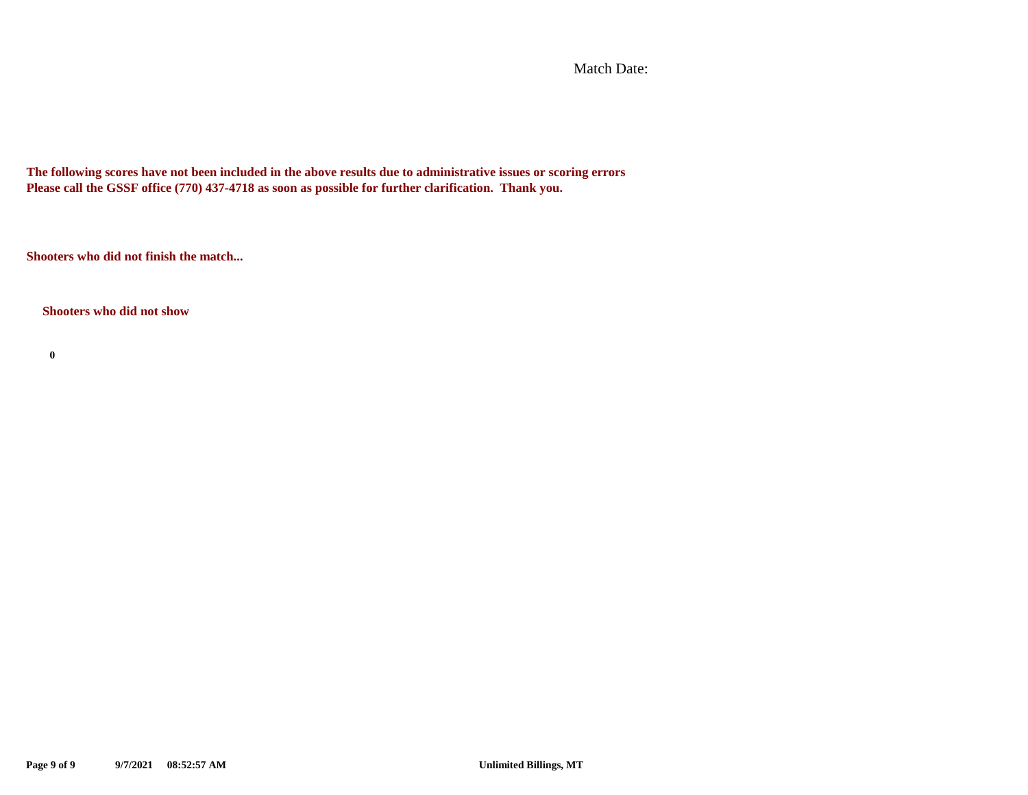Match Date:

**The following scores have not been included in the above results due to administrative issues or scoring errors**
**Please call the GSSF office (770) 437-4718 as soon as possible for further clarification. Thank you.**

**Shooters who did not finish the match...**

**Shooters who did not show**

**0**